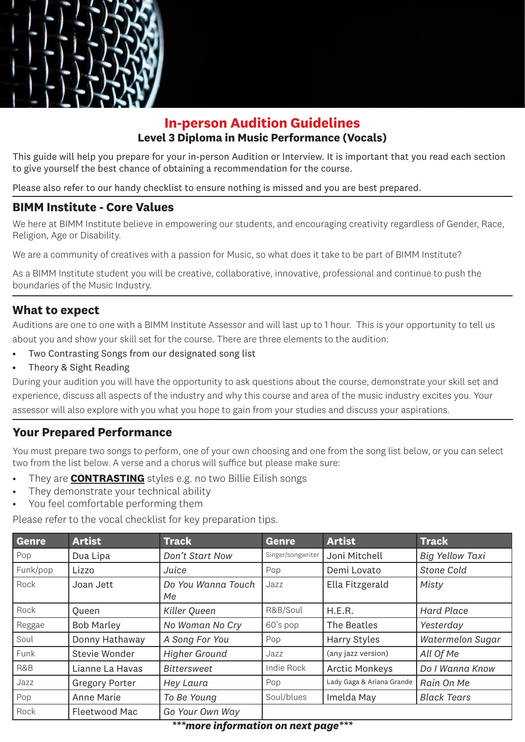# In-person Audition Guidelines

## Level 3 Diploma in Music Performance (Vocals)

This guide will help you prepare for your in-person Audition or Interview. It is important that you read each section to give yourself the best chance of obtaining a recommendation for the course.

Please also refer to our handy checklist to ensure nothing is missed and you are best prepared.

## BIMM Institute - Core Values

We here at BIMM Institute believe in empowering our students, and encouraging creativity regardless of Gender, Race, Religion, Age or Disability.

We are a community of creatives with a passion for Music, so what does it take to be part of BIMM Institute?

As a BIMM Institute student you will be creative, collaborative, innovative, professional and continue to push the boundaries of the Music Industry.

## What to expect

Auditions are one to one with a BIMM Institute Assessor and will last up to 1 hour. This is your opportunity to tell us about you and show your skill set for the course. There are three elements to the audition:

- Two Contrasting Songs from our designated song list
- Theory & Sight Reading

During your audition you will have the opportunity to ask questions about the course, demonstrate your skill set and experience, discuss all aspects of the industry and why this course and area of the music industry excites you. Your assessor will also explore with you what you hope to gain from your studies and discuss your aspirations.

## Your Prepared Performance

You must prepare two songs to perform, one of your own choosing and one from the song list below, or you can select two from the list below. A verse and a chorus will suffice but please make sure:

- They are **CONTRASTING** styles e.g. no two Billie Eilish songs
- They demonstrate your technical ability
- You feel comfortable performing them

Please refer to the vocal checklist for key preparation tips.

| Genre | Artist | Track | Genre | Artist | Track |
|---|---|---|---|---|---|
| Pop | Dua Lipa | *Don't Start Now* | Singer/songwriter | Joni Mitchell | *Big Yellow Taxi* |
| Funk/pop | Lizzo | *Juice* | Pop | Demi Lovato | *Stone Cold* |
| Rock | Joan Jett | *Do You Wanna Touch Me* | Jazz | Ella Fitzgerald | *Misty* |
| Rock | Queen | *Killer Queen* | R&B/Soul | H.E.R. | *Hard Place* |
| Reggae | Bob Marley | *No Woman No Cry* | 60's pop | The Beatles | *Yesterday* |
| Soul | Donny Hathaway | *A Song For You* | Pop | Harry Styles | *Watermelon Sugar* |
| Funk | Stevie Wonder | *Higher Ground* | Jazz | (any jazz version) | *All Of Me* |
| R&B | Lianne La Havas | *Bittersweet* | Indie Rock | Arctic Monkeys | *Do I Wanna Know* |
| Jazz | Gregory Porter | *Hey Laura* | Pop | Lady Gaga & Ariana Grande | *Rain On Me* |
| Pop | Anne Marie | *To Be Young* | Soul/blues | Imelda May | *Black Tears* |
| Rock | Fleetwood Mac | *Go Your Own Way* | | | |

***more information on next page***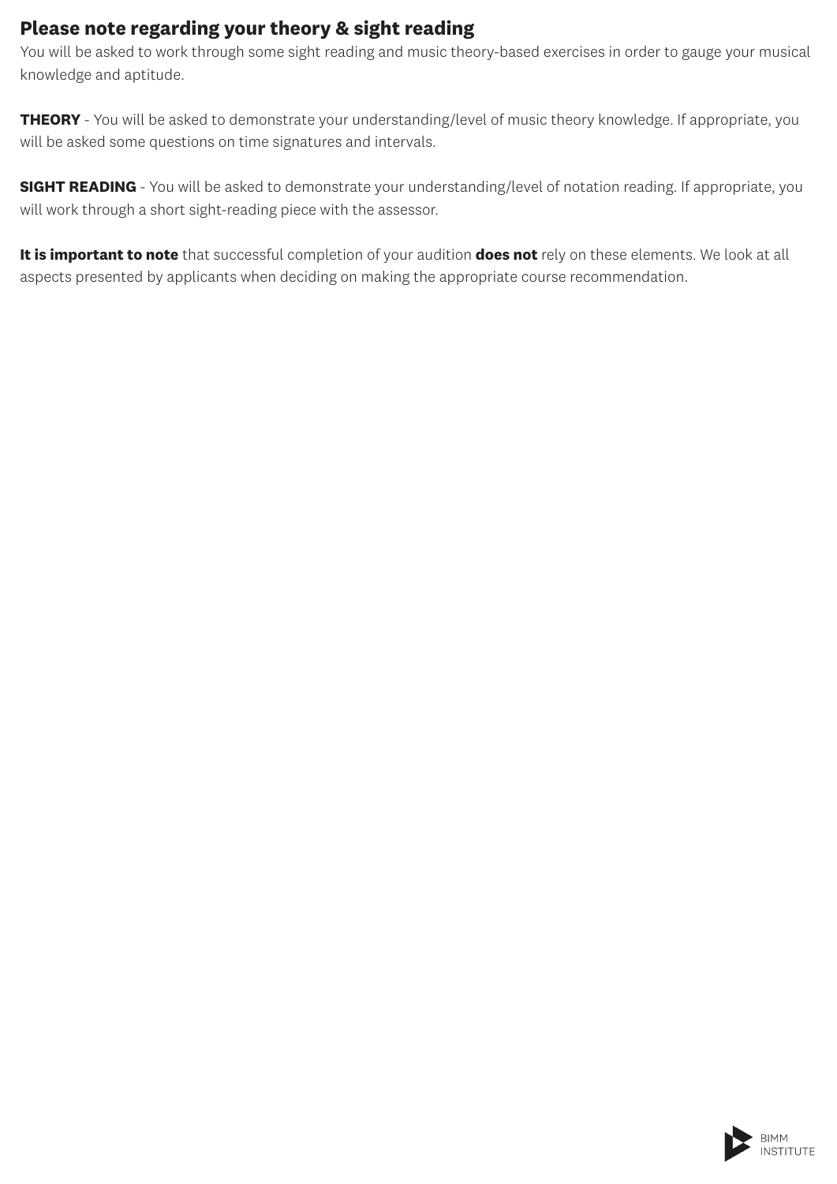## Please note regarding your theory & sight reading

You will be asked to work through some sight reading and music theory-based exercises in order to gauge your musical knowledge and aptitude.

**THEORY** - You will be asked to demonstrate your understanding/level of music theory knowledge. If appropriate, you will be asked some questions on time signatures and intervals.

**SIGHT READING** - You will be asked to demonstrate your understanding/level of notation reading. If appropriate, you will work through a short sight-reading piece with the assessor.

**It is important to note** that successful completion of your audition **does not** rely on these elements. We look at all aspects presented by applicants when deciding on making the appropriate course recommendation.